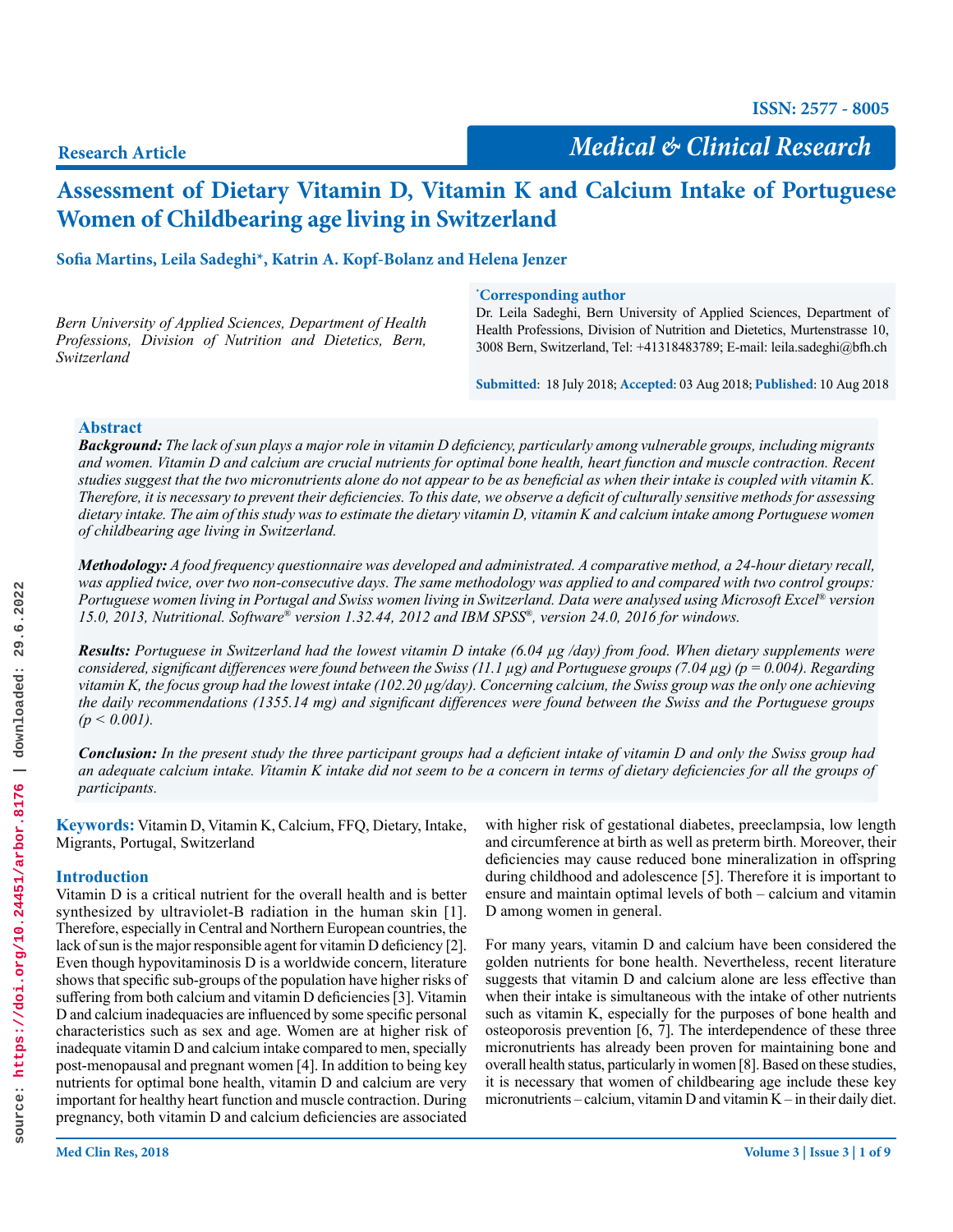Research Article

# Assessment of Dietary Vitamin D, Vitamin K and Calcium Intake of Portuguese Women of Childbearing age living in Switzerland

**Sofia Martins, Leila Sadeghi*, Katrin A. Kopf-Bolanz and Helena Jenzer**

*Bern University of Applied Sciences, Department of Health Professions, Division of Nutrition and Dietetics, Bern, Switzerland*

**\*Corresponding author**
Dr. Leila Sadeghi, Bern University of Applied Sciences, Department of Health Professions, Division of Nutrition and Dietetics, Murtenstrasse 10, 3008 Bern, Switzerland, Tel: +41318483789; E-mail: leila.sadeghi@bfh.ch

**Submitted**: 18 July 2018; **Accepted**: 03 Aug 2018; **Published**: 10 Aug 2018

## Abstract

***Background:*** *The lack of sun plays a major role in vitamin D deficiency, particularly among vulnerable groups, including migrants and women. Vitamin D and calcium are crucial nutrients for optimal bone health, heart function and muscle contraction. Recent studies suggest that the two micronutrients alone do not appear to be as beneficial as when their intake is coupled with vitamin K. Therefore, it is necessary to prevent their deficiencies. To this date, we observe a deficit of culturally sensitive methods for assessing dietary intake. The aim of this study was to estimate the dietary vitamin D, vitamin K and calcium intake among Portuguese women of childbearing age living in Switzerland.*

***Methodology:*** *A food frequency questionnaire was developed and administrated. A comparative method, a 24-hour dietary recall, was applied twice, over two non-consecutive days. The same methodology was applied to and compared with two control groups: Portuguese women living in Portugal and Swiss women living in Switzerland. Data were analysed using Microsoft Excel® version 15.0, 2013, Nutritional. Software® version 1.32.44, 2012 and IBM SPSS®, version 24.0, 2016 for windows.*

***Results:*** *Portuguese in Switzerland had the lowest vitamin D intake (6.04 µg /day) from food. When dietary supplements were considered, significant differences were found between the Swiss (11.1 µg) and Portuguese groups (7.04 µg) ($p = 0.004$). Regarding vitamin K, the focus group had the lowest intake (102.20 µg/day). Concerning calcium, the Swiss group was the only one achieving the daily recommendations (1355.14 mg) and significant differences were found between the Swiss and the Portuguese groups ($p < 0.001$).*

***Conclusion:*** *In the present study the three participant groups had a deficient intake of vitamin D and only the Swiss group had an adequate calcium intake. Vitamin K intake did not seem to be a concern in terms of dietary deficiencies for all the groups of participants.*

**Keywords:** Vitamin D, Vitamin K, Calcium, FFQ, Dietary, Intake, Migrants, Portugal, Switzerland

## Introduction

Vitamin D is a critical nutrient for the overall health and is better synthesized by ultraviolet-B radiation in the human skin [1]. Therefore, especially in Central and Northern European countries, the lack of sun is the major responsible agent for vitamin D deficiency [2]. Even though hypovitaminosis D is a worldwide concern, literature shows that specific sub-groups of the population have higher risks of suffering from both calcium and vitamin D deficiencies [3]. Vitamin D and calcium inadequacies are influenced by some specific personal characteristics such as sex and age. Women are at higher risk of inadequate vitamin D and calcium intake compared to men, specially post-menopausal and pregnant women [4]. In addition to being key nutrients for optimal bone health, vitamin D and calcium are very important for healthy heart function and muscle contraction. During pregnancy, both vitamin D and calcium deficiencies are associated with higher risk of gestational diabetes, preeclampsia, low length and circumference at birth as well as preterm birth. Moreover, their deficiencies may cause reduced bone mineralization in offspring during childhood and adolescence [5]. Therefore it is important to ensure and maintain optimal levels of both – calcium and vitamin D among women in general.

For many years, vitamin D and calcium have been considered the golden nutrients for bone health. Nevertheless, recent literature suggests that vitamin D and calcium alone are less effective than when their intake is simultaneous with the intake of other nutrients such as vitamin K, especially for the purposes of bone health and osteoporosis prevention [6, 7]. The interdependence of these three micronutrients has already been proven for maintaining bone and overall health status, particularly in women [8]. Based on these studies, it is necessary that women of childbearing age include these key micronutrients – calcium, vitamin D and vitamin K – in their daily diet.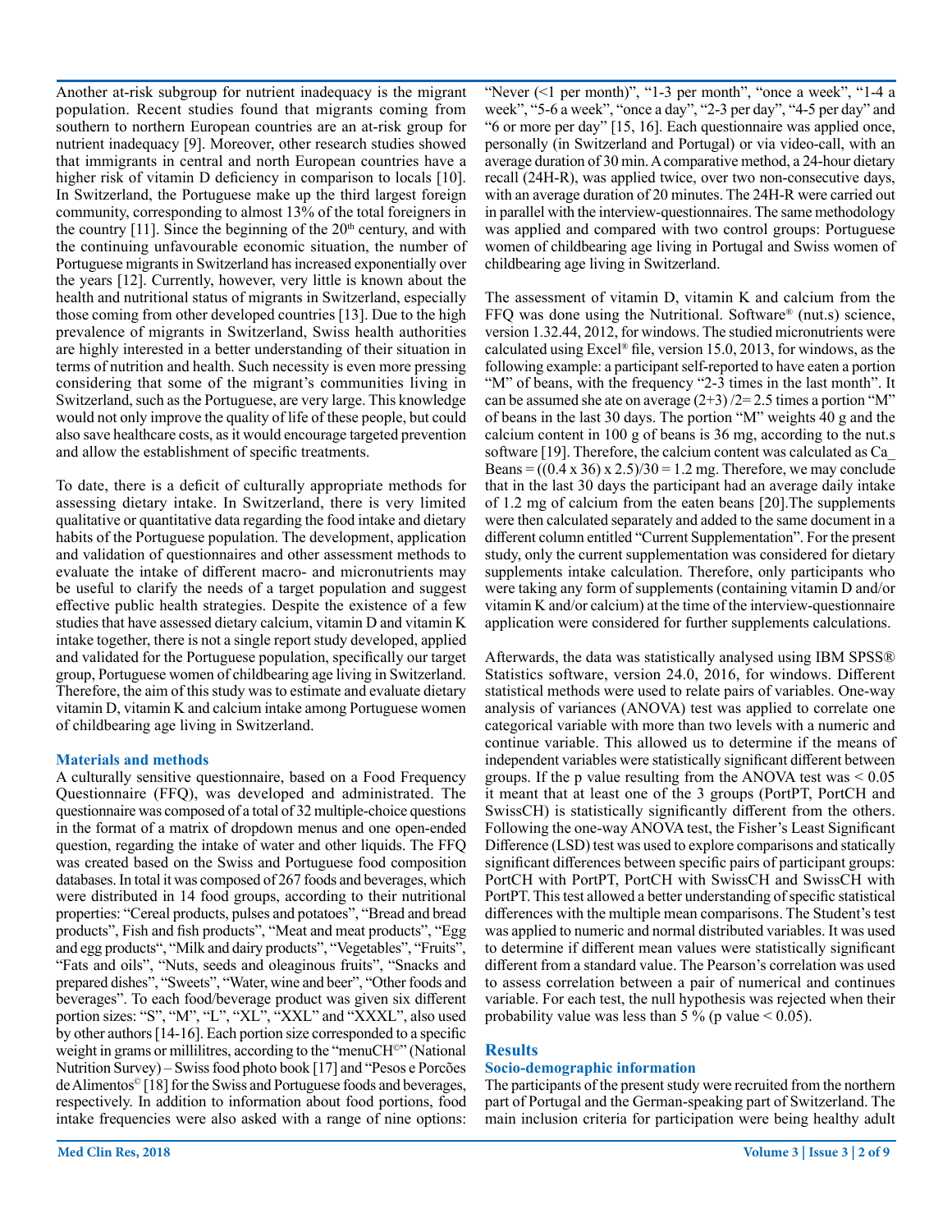Another at-risk subgroup for nutrient inadequacy is the migrant population. Recent studies found that migrants coming from southern to northern European countries are an at-risk group for nutrient inadequacy [9]. Moreover, other research studies showed that immigrants in central and north European countries have a higher risk of vitamin D deficiency in comparison to locals [10]. In Switzerland, the Portuguese make up the third largest foreign community, corresponding to almost 13% of the total foreigners in the country [11]. Since the beginning of the 20th century, and with the continuing unfavourable economic situation, the number of Portuguese migrants in Switzerland has increased exponentially over the years [12]. Currently, however, very little is known about the health and nutritional status of migrants in Switzerland, especially those coming from other developed countries [13]. Due to the high prevalence of migrants in Switzerland, Swiss health authorities are highly interested in a better understanding of their situation in terms of nutrition and health. Such necessity is even more pressing considering that some of the migrant's communities living in Switzerland, such as the Portuguese, are very large. This knowledge would not only improve the quality of life of these people, but could also save healthcare costs, as it would encourage targeted prevention and allow the establishment of specific treatments.

To date, there is a deficit of culturally appropriate methods for assessing dietary intake. In Switzerland, there is very limited qualitative or quantitative data regarding the food intake and dietary habits of the Portuguese population. The development, application and validation of questionnaires and other assessment methods to evaluate the intake of different macro- and micronutrients may be useful to clarify the needs of a target population and suggest effective public health strategies. Despite the existence of a few studies that have assessed dietary calcium, vitamin D and vitamin K intake together, there is not a single report study developed, applied and validated for the Portuguese population, specifically our target group, Portuguese women of childbearing age living in Switzerland. Therefore, the aim of this study was to estimate and evaluate dietary vitamin D, vitamin K and calcium intake among Portuguese women of childbearing age living in Switzerland.

## Materials and methods

A culturally sensitive questionnaire, based on a Food Frequency Questionnaire (FFQ), was developed and administrated. The questionnaire was composed of a total of 32 multiple-choice questions in the format of a matrix of dropdown menus and one open-ended question, regarding the intake of water and other liquids. The FFQ was created based on the Swiss and Portuguese food composition databases. In total it was composed of 267 foods and beverages, which were distributed in 14 food groups, according to their nutritional properties: "Cereal products, pulses and potatoes", "Bread and bread products", Fish and fish products", "Meat and meat products", "Egg and egg products", "Milk and dairy products", "Vegetables", "Fruits", "Fats and oils", "Nuts, seeds and oleaginous fruits", "Snacks and prepared dishes", "Sweets", "Water, wine and beer", "Other foods and beverages". To each food/beverage product was given six different portion sizes: "S", "M", "L", "XL", "XXL" and "XXXL", also used by other authors [14-16]. Each portion size corresponded to a specific weight in grams or millilitres, according to the "menuCH©" (National Nutrition Survey) – Swiss food photo book [17] and "Pesos e Porções de Alimentos© [18] for the Swiss and Portuguese foods and beverages, respectively. In addition to information about food portions, food intake frequencies were also asked with a range of nine options: "Never (<1 per month)", "1-3 per month", "once a week", "1-4 a week", "5-6 a week", "once a day", "2-3 per day", "4-5 per day" and "6 or more per day" [15, 16]. Each questionnaire was applied once, personally (in Switzerland and Portugal) or via video-call, with an average duration of 30 min. A comparative method, a 24-hour dietary recall (24H-R), was applied twice, over two non-consecutive days, with an average duration of 20 minutes. The 24H-R were carried out in parallel with the interview-questionnaires. The same methodology was applied and compared with two control groups: Portuguese women of childbearing age living in Portugal and Swiss women of childbearing age living in Switzerland.

The assessment of vitamin D, vitamin K and calcium from the FFQ was done using the Nutritional. Software® (nut.s) science, version 1.32.44, 2012, for windows. The studied micronutrients were calculated using Excel® file, version 15.0, 2013, for windows, as the following example: a participant self-reported to have eaten a portion "M" of beans, with the frequency "2-3 times in the last month". It can be assumed she ate on average (2+3) /2= 2.5 times a portion "M" of beans in the last 30 days. The portion "M" weights 40 g and the calcium content in 100 g of beans is 36 mg, according to the nut.s software [19]. Therefore, the calcium content was calculated as Ca_Beans = ((0.4 x 36) x 2.5)/30 = 1.2 mg. Therefore, we may conclude that in the last 30 days the participant had an average daily intake of 1.2 mg of calcium from the eaten beans [20].The supplements were then calculated separately and added to the same document in a different column entitled "Current Supplementation". For the present study, only the current supplementation was considered for dietary supplements intake calculation. Therefore, only participants who were taking any form of supplements (containing vitamin D and/or vitamin K and/or calcium) at the time of the interview-questionnaire application were considered for further supplements calculations.

Afterwards, the data was statistically analysed using IBM SPSS® Statistics software, version 24.0, 2016, for windows. Different statistical methods were used to relate pairs of variables. One-way analysis of variances (ANOVA) test was applied to correlate one categorical variable with more than two levels with a numeric and continue variable. This allowed us to determine if the means of independent variables were statistically significant different between groups. If the p value resulting from the ANOVA test was < 0.05 it meant that at least one of the 3 groups (PortPT, PortCH and SwissCH) is statistically significantly different from the others. Following the one-way ANOVA test, the Fisher's Least Significant Difference (LSD) test was used to explore comparisons and statically significant differences between specific pairs of participant groups: PortCH with PortPT, PortCH with SwissCH and SwissCH with PortPT. This test allowed a better understanding of specific statistical differences with the multiple mean comparisons. The Student's test was applied to numeric and normal distributed variables. It was used to determine if different mean values were statistically significant different from a standard value. The Pearson's correlation was used to assess correlation between a pair of numerical and continues variable. For each test, the null hypothesis was rejected when their probability value was less than 5 % (p value < 0.05).

## Results

### Socio-demographic information

The participants of the present study were recruited from the northern part of Portugal and the German-speaking part of Switzerland. The main inclusion criteria for participation were being healthy adult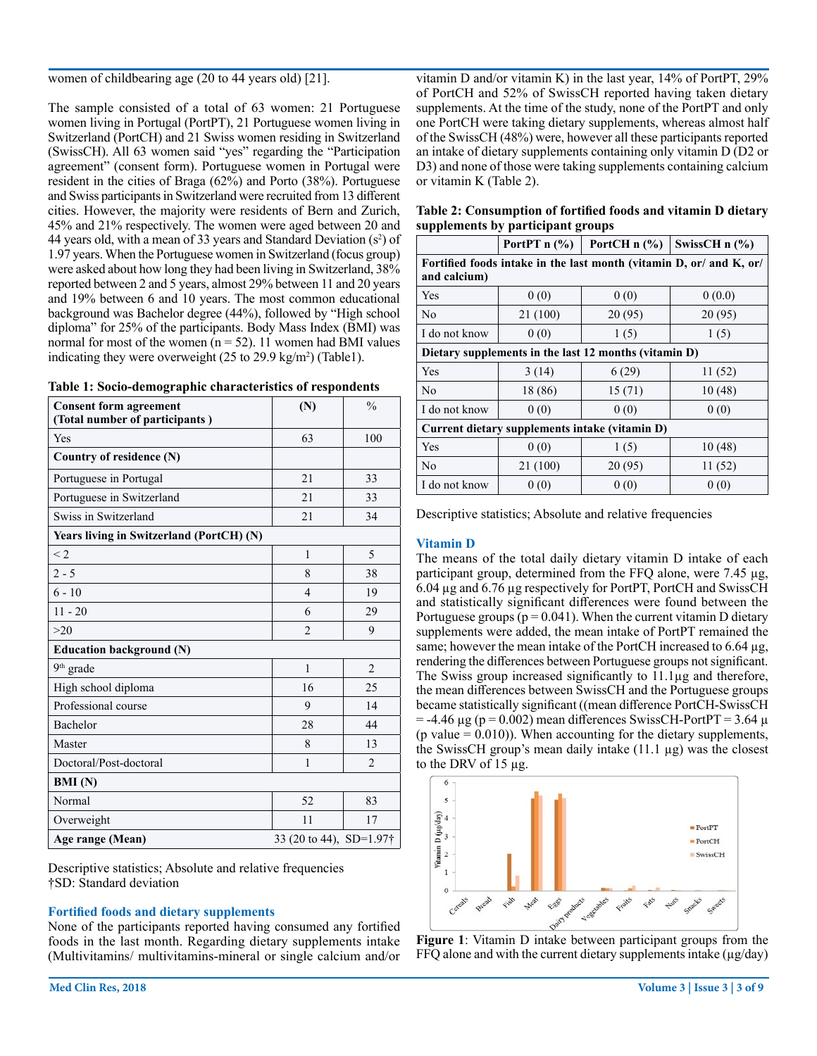women of childbearing age (20 to 44 years old) [21].

The sample consisted of a total of 63 women: 21 Portuguese women living in Portugal (PortPT), 21 Portuguese women living in Switzerland (PortCH) and 21 Swiss women residing in Switzerland (SwissCH). All 63 women said "yes" regarding the "Participation agreement" (consent form). Portuguese women in Portugal were resident in the cities of Braga (62%) and Porto (38%). Portuguese and Swiss participants in Switzerland were recruited from 13 different cities. However, the majority were residents of Bern and Zurich, 45% and 21% respectively. The women were aged between 20 and 44 years old, with a mean of 33 years and Standard Deviation ($s^2$) of 1.97 years. When the Portuguese women in Switzerland (focus group) were asked about how long they had been living in Switzerland, 38% reported between 2 and 5 years, almost 29% between 11 and 20 years and 19% between 6 and 10 years. The most common educational background was Bachelor degree (44%), followed by "High school diploma" for 25% of the participants. Body Mass Index (BMI) was normal for most of the women (n = 52). 11 women had BMI values indicating they were overweight (25 to 29.9 kg/m$^2$) (Table1).

**Table 1: Socio-demographic characteristics of respondents**

| Consent form agreement (Total number of participants ) | (N) | % |
|---|---|---|
| Yes | 63 | 100 |
| **Country of residence (N)** | | |
| Portuguese in Portugal | 21 | 33 |
| Portuguese in Switzerland | 21 | 33 |
| Swiss in Switzerland | 21 | 34 |
| **Years living in Switzerland (PortCH) (N)** | | |
| < 2 | 1 | 5 |
| 2 - 5 | 8 | 38 |
| 6 - 10 | 4 | 19 |
| 11 - 20 | 6 | 29 |
| >20 | 2 | 9 |
| **Education background (N)** | | |
| 9th grade | 1 | 2 |
| High school diploma | 16 | 25 |
| Professional course | 9 | 14 |
| Bachelor | 28 | 44 |
| Master | 8 | 13 |
| Doctoral/Post-doctoral | 1 | 2 |
| **BMI (N)** | | |
| Normal | 52 | 83 |
| Overweight | 11 | 17 |
| **Age range (Mean)** | 33 (20 to 44), SD=1.97† | |

Descriptive statistics; Absolute and relative frequencies
†SD: Standard deviation

### Fortified foods and dietary supplements

None of the participants reported having consumed any fortified foods in the last month. Regarding dietary supplements intake (Multivitamins/ multivitamins-mineral or single calcium and/or vitamin D and/or vitamin K) in the last year, 14% of PortPT, 29% of PortCH and 52% of SwissCH reported having taken dietary supplements. At the time of the study, none of the PortPT and only one PortCH were taking dietary supplements, whereas almost half of the SwissCH (48%) were, however all these participants reported an intake of dietary supplements containing only vitamin D (D2 or D3) and none of those were taking supplements containing calcium or vitamin K (Table 2).

**Table 2: Consumption of fortified foods and vitamin D dietary supplements by participant groups**

| | PortPT n (%) | PortCH n (%) | SwissCH n (%) |
|---|---|---|---|
| **Fortified foods intake in the last month (vitamin D, or/ and K, or/ and calcium)** | | | |
| Yes | 0 (0) | 0 (0) | 0 (0.0) |
| No | 21 (100) | 20 (95) | 20 (95) |
| I do not know | 0 (0) | 1 (5) | 1 (5) |
| **Dietary supplements in the last 12 months (vitamin D)** | | | |
| Yes | 3 (14) | 6 (29) | 11 (52) |
| No | 18 (86) | 15 (71) | 10 (48) |
| I do not know | 0 (0) | 0 (0) | 0 (0) |
| **Current dietary supplements intake (vitamin D)** | | | |
| Yes | 0 (0) | 1 (5) | 10 (48) |
| No | 21 (100) | 20 (95) | 11 (52) |
| I do not know | 0 (0) | 0 (0) | 0 (0) |

Descriptive statistics; Absolute and relative frequencies

### Vitamin D

The means of the total daily dietary vitamin D intake of each participant group, determined from the FFQ alone, were 7.45 µg, 6.04 µg and 6.76 µg respectively for PortPT, PortCH and SwissCH and statistically significant differences were found between the Portuguese groups ($p = 0.041$). When the current vitamin D dietary supplements were added, the mean intake of PortPT remained the same; however the mean intake of the PortCH increased to 6.64 µg, rendering the differences between Portuguese groups not significant. The Swiss group increased significantly to 11.1µg and therefore, the mean differences between SwissCH and the Portuguese groups became statistically significant ((mean difference PortCH-SwissCH = -4.46 µg ($p = 0.002$) mean differences SwissCH-PortPT = 3.64 µ (p value = 0.010)). When accounting for the dietary supplements, the SwissCH group's mean daily intake (11.1 µg) was the closest to the DRV of 15 µg.

**Figure 1**: Vitamin D intake between participant groups from the FFQ alone and with the current dietary supplements intake (µg/day)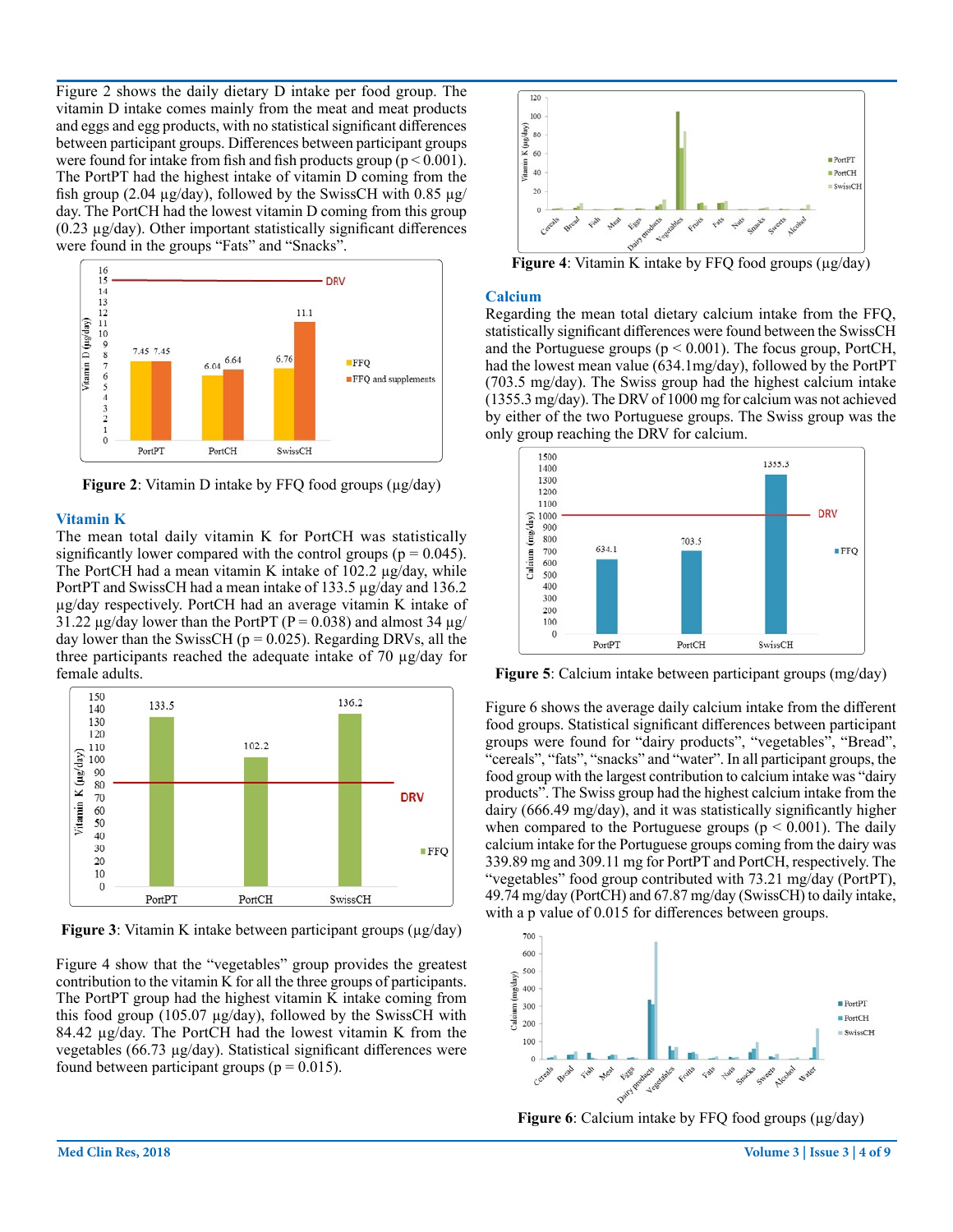Figure 2 shows the daily dietary D intake per food group. The vitamin D intake comes mainly from the meat and meat products and eggs and egg products, with no statistical significant differences between participant groups. Differences between participant groups were found for intake from fish and fish products group ($p < 0.001$). The PortPT had the highest intake of vitamin D coming from the fish group (2.04 µg/day), followed by the SwissCH with 0.85 µg/day. The PortCH had the lowest vitamin D coming from this group (0.23 µg/day). Other important statistically significant differences were found in the groups "Fats" and "Snacks".

**Figure 2**: Vitamin D intake by FFQ food groups (µg/day)

### Vitamin K

The mean total daily vitamin K for PortCH was statistically significantly lower compared with the control groups ($p = 0.045$). The PortCH had a mean vitamin K intake of 102.2 µg/day, while PortPT and SwissCH had a mean intake of 133.5 µg/day and 136.2 µg/day respectively. PortCH had an average vitamin K intake of 31.22 µg/day lower than the PortPT ($P = 0.038$) and almost 34 µg/day lower than the SwissCH ($p = 0.025$). Regarding DRVs, all the three participants reached the adequate intake of 70 µg/day for female adults.

**Figure 3**: Vitamin K intake between participant groups (µg/day)

Figure 4 show that the "vegetables" group provides the greatest contribution to the vitamin K for all the three groups of participants. The PortPT group had the highest vitamin K intake coming from this food group (105.07 µg/day), followed by the SwissCH with 84.42 µg/day. The PortCH had the lowest vitamin K from the vegetables (66.73 µg/day). Statistical significant differences were found between participant groups ($p = 0.015$).

**Figure 4**: Vitamin K intake by FFQ food groups (µg/day)

### Calcium

Regarding the mean total dietary calcium intake from the FFQ, statistically significant differences were found between the SwissCH and the Portuguese groups ($p < 0.001$). The focus group, PortCH, had the lowest mean value (634.1mg/day), followed by the PortPT (703.5 mg/day). The Swiss group had the highest calcium intake (1355.3 mg/day). The DRV of 1000 mg for calcium was not achieved by either of the two Portuguese groups. The Swiss group was the only group reaching the DRV for calcium.

**Figure 5**: Calcium intake between participant groups (mg/day)

Figure 6 shows the average daily calcium intake from the different food groups. Statistical significant differences between participant groups were found for "dairy products", "vegetables", "Bread", "cereals", "fats", "snacks" and "water". In all participant groups, the food group with the largest contribution to calcium intake was "dairy products". The Swiss group had the highest calcium intake from the dairy (666.49 mg/day), and it was statistically significantly higher when compared to the Portuguese groups ($p < 0.001$). The daily calcium intake for the Portuguese groups coming from the dairy was 339.89 mg and 309.11 mg for PortPT and PortCH, respectively. The "vegetables" food group contributed with 73.21 mg/day (PortPT), 49.74 mg/day (PortCH) and 67.87 mg/day (SwissCH) to daily intake, with a p value of 0.015 for differences between groups.

**Figure 6**: Calcium intake by FFQ food groups (µg/day)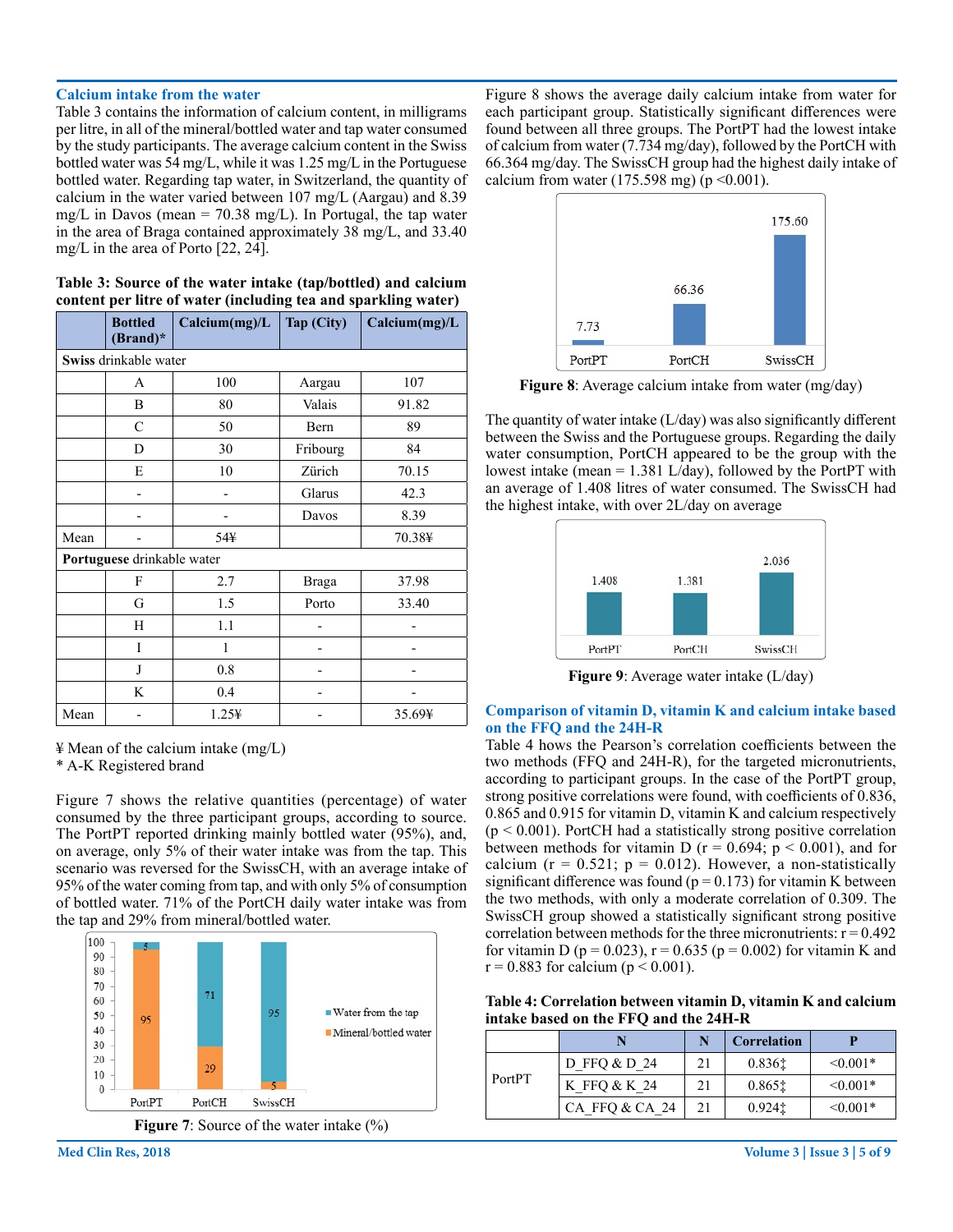## Calcium intake from the water

Table 3 contains the information of calcium content, in milligrams per litre, in all of the mineral/bottled water and tap water consumed by the study participants. The average calcium content in the Swiss bottled water was 54 mg/L, while it was 1.25 mg/L in the Portuguese bottled water. Regarding tap water, in Switzerland, the quantity of calcium in the water varied between 107 mg/L (Aargau) and 8.39 mg/L in Davos (mean = 70.38 mg/L). In Portugal, the tap water in the area of Braga contained approximately 38 mg/L, and 33.40 mg/L in the area of Porto [22, 24].

**Table 3: Source of the water intake (tap/bottled) and calcium content per litre of water (including tea and sparkling water)**

| | Bottled (Brand)* | Calcium(mg)/L | Tap (City) | Calcium(mg)/L |
|---|---|---|---|---|
| **Swiss** drinkable water | | | | |
| | A | 100 | Aargau | 107 |
| | B | 80 | Valais | 91.82 |
| | C | 50 | Bern | 89 |
| | D | 30 | Fribourg | 84 |
| | E | 10 | Zürich | 70.15 |
| | - | - | Glarus | 42.3 |
| | - | - | Davos | 8.39 |
| Mean | - | 54¥ | | 70.38¥ |
| **Portuguese** drinkable water | | | | |
| | F | 2.7 | Braga | 37.98 |
| | G | 1.5 | Porto | 33.40 |
| | H | 1.1 | - | - |
| | I | 1 | - | - |
| | J | 0.8 | - | - |
| | K | 0.4 | - | - |
| Mean | - | 1.25¥ | - | 35.69¥ |

¥ Mean of the calcium intake (mg/L)
* A-K Registered brand

Figure 7 shows the relative quantities (percentage) of water consumed by the three participant groups, according to source. The PortPT reported drinking mainly bottled water (95%), and, on average, only 5% of their water intake was from the tap. This scenario was reversed for the SwissCH, with an average intake of 95% of the water coming from tap, and with only 5% of consumption of bottled water. 71% of the PortCH daily water intake was from the tap and 29% from mineral/bottled water.

**Figure 7**: Source of the water intake (%)

Figure 8 shows the average daily calcium intake from water for each participant group. Statistically significant differences were found between all three groups. The PortPT had the lowest intake of calcium from water (7.734 mg/day), followed by the PortCH with 66.364 mg/day. The SwissCH group had the highest daily intake of calcium from water (175.598 mg) ($p < 0.001$).

**Figure 8**: Average calcium intake from water (mg/day)

The quantity of water intake (L/day) was also significantly different between the Swiss and the Portuguese groups. Regarding the daily water consumption, PortCH appeared to be the group with the lowest intake (mean = 1.381 L/day), followed by the PortPT with an average of 1.408 litres of water consumed. The SwissCH had the highest intake, with over 2L/day on average

**Figure 9**: Average water intake (L/day)

## Comparison of vitamin D, vitamin K and calcium intake based on the FFQ and the 24H-R

Table 4 hows the Pearson's correlation coefficients between the two methods (FFQ and 24H-R), for the targeted micronutrients, according to participant groups. In the case of the PortPT group, strong positive correlations were found, with coefficients of 0.836, 0.865 and 0.915 for vitamin D, vitamin K and calcium respectively ($p < 0.001$). PortCH had a statistically strong positive correlation between methods for vitamin D ($r = 0.694$; $p < 0.001$), and for calcium ($r = 0.521$; $p = 0.012$). However, a non-statistically significant difference was found ($p = 0.173$) for vitamin K between the two methods, with only a moderate correlation of 0.309. The SwissCH group showed a statistically significant strong positive correlation between methods for the three micronutrients: $r = 0.492$ for vitamin D ($p = 0.023$), $r = 0.635$ ($p = 0.002$) for vitamin K and $r = 0.883$ for calcium ($p < 0.001$).

**Table 4: Correlation between vitamin D, vitamin K and calcium intake based on the FFQ and the 24H-R**

| | N | N | Correlation | P |
|---|---|---|---|---|
| PortPT | D_FFQ & D_24 | 21 | 0.836‡ | <0.001* |
| | K_FFQ & K_24 | 21 | 0.865‡ | <0.001* |
| | CA_FFQ & CA_24 | 21 | 0.924‡ | <0.001* |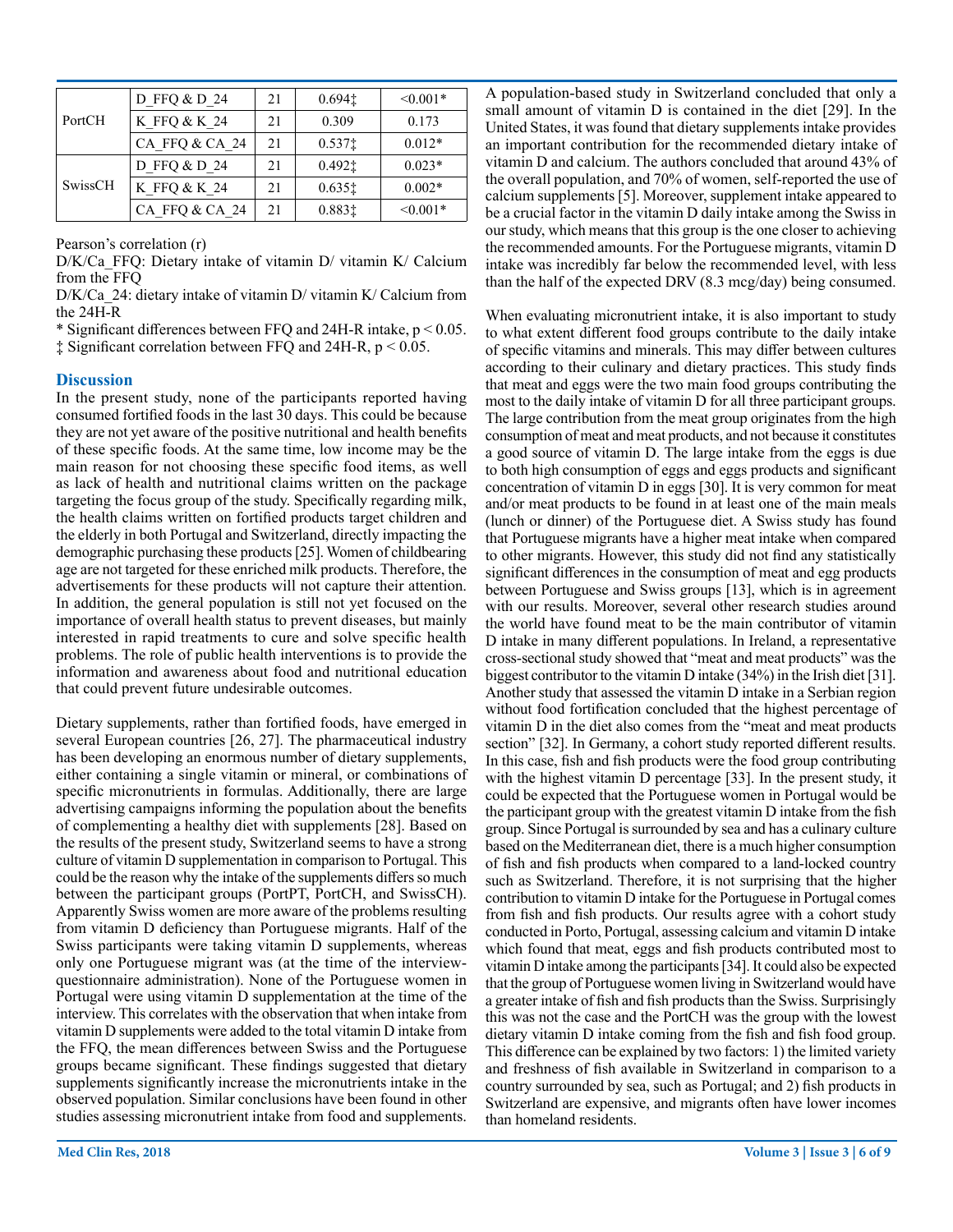| | | | | |
|---|---|---|---|---|
| PortCH | D_FFQ & D_24 | 21 | 0.694‡ | <0.001* |
| | K_FFQ & K_24 | 21 | 0.309 | 0.173 |
| | CA_FFQ & CA_24 | 21 | 0.537‡ | 0.012* |
| SwissCH | D_FFQ & D_24 | 21 | 0.492‡ | 0.023* |
| | K_FFQ & K_24 | 21 | 0.635‡ | 0.002* |
| | CA_FFQ & CA_24 | 21 | 0.883‡ | <0.001* |

Pearson's correlation (r)

D/K/Ca_FFQ: Dietary intake of vitamin D/ vitamin K/ Calcium from the FFQ

D/K/Ca_24: dietary intake of vitamin D/ vitamin K/ Calcium from the 24H-R

* Significant differences between FFQ and 24H-R intake, $p < 0.05$.

‡ Significant correlation between FFQ and 24H-R, $p < 0.05$.

## Discussion

In the present study, none of the participants reported having consumed fortified foods in the last 30 days. This could be because they are not yet aware of the positive nutritional and health benefits of these specific foods. At the same time, low income may be the main reason for not choosing these specific food items, as well as lack of health and nutritional claims written on the package targeting the focus group of the study. Specifically regarding milk, the health claims written on fortified products target children and the elderly in both Portugal and Switzerland, directly impacting the demographic purchasing these products [25]. Women of childbearing age are not targeted for these enriched milk products. Therefore, the advertisements for these products will not capture their attention. In addition, the general population is still not yet focused on the importance of overall health status to prevent diseases, but mainly interested in rapid treatments to cure and solve specific health problems. The role of public health interventions is to provide the information and awareness about food and nutritional education that could prevent future undesirable outcomes.

Dietary supplements, rather than fortified foods, have emerged in several European countries [26, 27]. The pharmaceutical industry has been developing an enormous number of dietary supplements, either containing a single vitamin or mineral, or combinations of specific micronutrients in formulas. Additionally, there are large advertising campaigns informing the population about the benefits of complementing a healthy diet with supplements [28]. Based on the results of the present study, Switzerland seems to have a strong culture of vitamin D supplementation in comparison to Portugal. This could be the reason why the intake of the supplements differs so much between the participant groups (PortPT, PortCH, and SwissCH). Apparently Swiss women are more aware of the problems resulting from vitamin D deficiency than Portuguese migrants. Half of the Swiss participants were taking vitamin D supplements, whereas only one Portuguese migrant was (at the time of the interview-questionnaire administration). None of the Portuguese women in Portugal were using vitamin D supplementation at the time of the interview. This correlates with the observation that when intake from vitamin D supplements were added to the total vitamin D intake from the FFQ, the mean differences between Swiss and the Portuguese groups became significant. These findings suggested that dietary supplements significantly increase the micronutrients intake in the observed population. Similar conclusions have been found in other studies assessing micronutrient intake from food and supplements.

A population-based study in Switzerland concluded that only a small amount of vitamin D is contained in the diet [29]. In the United States, it was found that dietary supplements intake provides an important contribution for the recommended dietary intake of vitamin D and calcium. The authors concluded that around 43% of the overall population, and 70% of women, self-reported the use of calcium supplements [5]. Moreover, supplement intake appeared to be a crucial factor in the vitamin D daily intake among the Swiss in our study, which means that this group is the one closer to achieving the recommended amounts. For the Portuguese migrants, vitamin D intake was incredibly far below the recommended level, with less than the half of the expected DRV (8.3 mcg/day) being consumed.

When evaluating micronutrient intake, it is also important to study to what extent different food groups contribute to the daily intake of specific vitamins and minerals. This may differ between cultures according to their culinary and dietary practices. This study finds that meat and eggs were the two main food groups contributing the most to the daily intake of vitamin D for all three participant groups. The large contribution from the meat group originates from the high consumption of meat and meat products, and not because it constitutes a good source of vitamin D. The large intake from the eggs is due to both high consumption of eggs and eggs products and significant concentration of vitamin D in eggs [30]. It is very common for meat and/or meat products to be found in at least one of the main meals (lunch or dinner) of the Portuguese diet. A Swiss study has found that Portuguese migrants have a higher meat intake when compared to other migrants. However, this study did not find any statistically significant differences in the consumption of meat and egg products between Portuguese and Swiss groups [13], which is in agreement with our results. Moreover, several other research studies around the world have found meat to be the main contributor of vitamin D intake in many different populations. In Ireland, a representative cross-sectional study showed that "meat and meat products" was the biggest contributor to the vitamin D intake (34%) in the Irish diet [31]. Another study that assessed the vitamin D intake in a Serbian region without food fortification concluded that the highest percentage of vitamin D in the diet also comes from the "meat and meat products section" [32]. In Germany, a cohort study reported different results. In this case, fish and fish products were the food group contributing with the highest vitamin D percentage [33]. In the present study, it could be expected that the Portuguese women in Portugal would be the participant group with the greatest vitamin D intake from the fish group. Since Portugal is surrounded by sea and has a culinary culture based on the Mediterranean diet, there is a much higher consumption of fish and fish products when compared to a land-locked country such as Switzerland. Therefore, it is not surprising that the higher contribution to vitamin D intake for the Portuguese in Portugal comes from fish and fish products. Our results agree with a cohort study conducted in Porto, Portugal, assessing calcium and vitamin D intake which found that meat, eggs and fish products contributed most to vitamin D intake among the participants [34]. It could also be expected that the group of Portuguese women living in Switzerland would have a greater intake of fish and fish products than the Swiss. Surprisingly this was not the case and the PortCH was the group with the lowest dietary vitamin D intake coming from the fish and fish food group. This difference can be explained by two factors: 1) the limited variety and freshness of fish available in Switzerland in comparison to a country surrounded by sea, such as Portugal; and 2) fish products in Switzerland are expensive, and migrants often have lower incomes than homeland residents.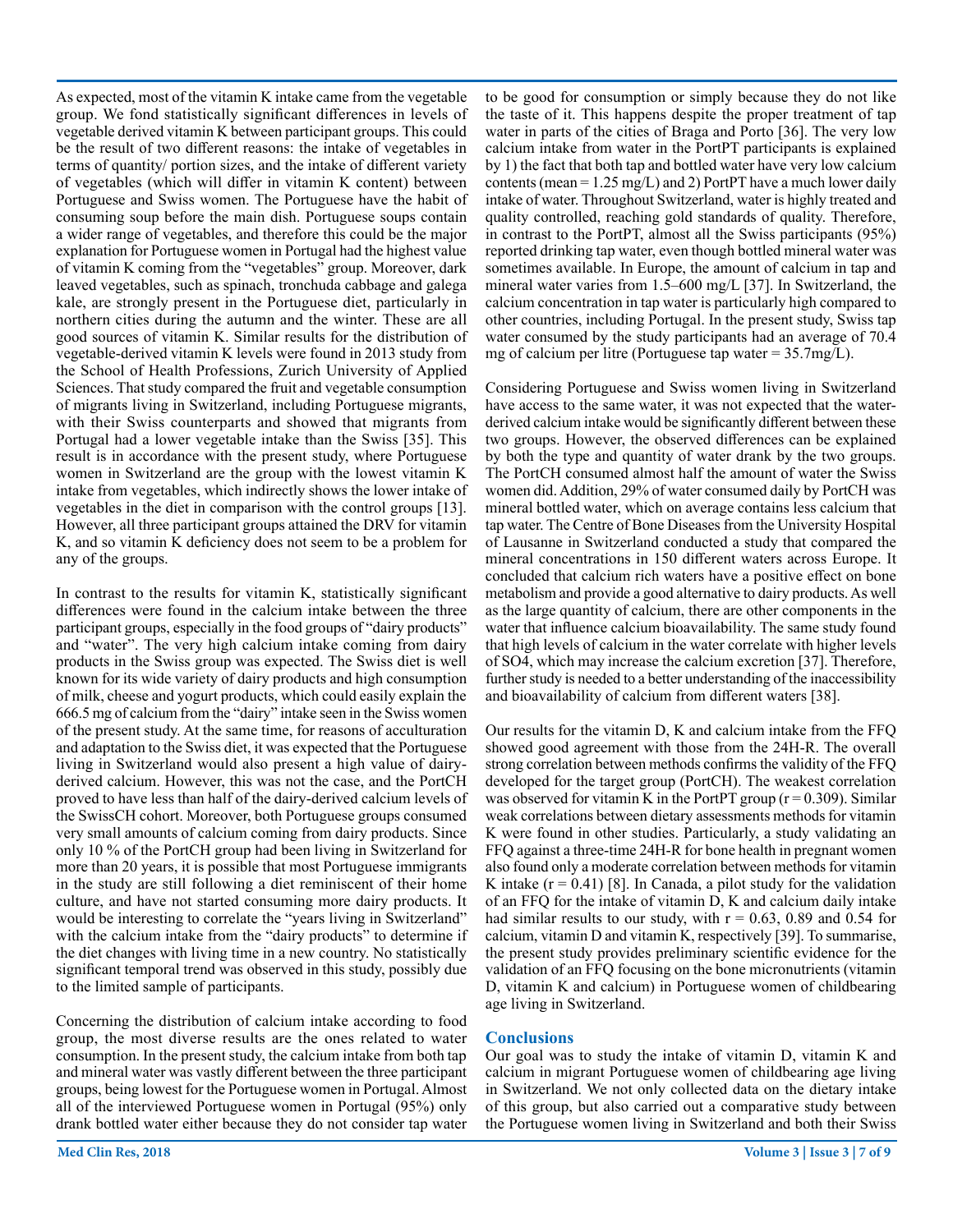As expected, most of the vitamin K intake came from the vegetable group. We fond statistically significant differences in levels of vegetable derived vitamin K between participant groups. This could be the result of two different reasons: the intake of vegetables in terms of quantity/ portion sizes, and the intake of different variety of vegetables (which will differ in vitamin K content) between Portuguese and Swiss women. The Portuguese have the habit of consuming soup before the main dish. Portuguese soups contain a wider range of vegetables, and therefore this could be the major explanation for Portuguese women in Portugal had the highest value of vitamin K coming from the "vegetables" group. Moreover, dark leaved vegetables, such as spinach, tronchuda cabbage and galega kale, are strongly present in the Portuguese diet, particularly in northern cities during the autumn and the winter. These are all good sources of vitamin K. Similar results for the distribution of vegetable-derived vitamin K levels were found in 2013 study from the School of Health Professions, Zurich University of Applied Sciences. That study compared the fruit and vegetable consumption of migrants living in Switzerland, including Portuguese migrants, with their Swiss counterparts and showed that migrants from Portugal had a lower vegetable intake than the Swiss [35]. This result is in accordance with the present study, where Portuguese women in Switzerland are the group with the lowest vitamin K intake from vegetables, which indirectly shows the lower intake of vegetables in the diet in comparison with the control groups [13]. However, all three participant groups attained the DRV for vitamin K, and so vitamin K deficiency does not seem to be a problem for any of the groups.

In contrast to the results for vitamin K, statistically significant differences were found in the calcium intake between the three participant groups, especially in the food groups of "dairy products" and "water". The very high calcium intake coming from dairy products in the Swiss group was expected. The Swiss diet is well known for its wide variety of dairy products and high consumption of milk, cheese and yogurt products, which could easily explain the 666.5 mg of calcium from the "dairy" intake seen in the Swiss women of the present study. At the same time, for reasons of acculturation and adaptation to the Swiss diet, it was expected that the Portuguese living in Switzerland would also present a high value of dairy-derived calcium. However, this was not the case, and the PortCH proved to have less than half of the dairy-derived calcium levels of the SwissCH cohort. Moreover, both Portuguese groups consumed very small amounts of calcium coming from dairy products. Since only 10 % of the PortCH group had been living in Switzerland for more than 20 years, it is possible that most Portuguese immigrants in the study are still following a diet reminiscent of their home culture, and have not started consuming more dairy products. It would be interesting to correlate the "years living in Switzerland" with the calcium intake from the "dairy products" to determine if the diet changes with living time in a new country. No statistically significant temporal trend was observed in this study, possibly due to the limited sample of participants.

Concerning the distribution of calcium intake according to food group, the most diverse results are the ones related to water consumption. In the present study, the calcium intake from both tap and mineral water was vastly different between the three participant groups, being lowest for the Portuguese women in Portugal. Almost all of the interviewed Portuguese women in Portugal (95%) only drank bottled water either because they do not consider tap water to be good for consumption or simply because they do not like the taste of it. This happens despite the proper treatment of tap water in parts of the cities of Braga and Porto [36]. The very low calcium intake from water in the PortPT participants is explained by 1) the fact that both tap and bottled water have very low calcium contents (mean = 1.25 mg/L) and 2) PortPT have a much lower daily intake of water. Throughout Switzerland, water is highly treated and quality controlled, reaching gold standards of quality. Therefore, in contrast to the PortPT, almost all the Swiss participants (95%) reported drinking tap water, even though bottled mineral water was sometimes available. In Europe, the amount of calcium in tap and mineral water varies from 1.5–600 mg/L [37]. In Switzerland, the calcium concentration in tap water is particularly high compared to other countries, including Portugal. In the present study, Swiss tap water consumed by the study participants had an average of 70.4 mg of calcium per litre (Portuguese tap water = 35.7mg/L).

Considering Portuguese and Swiss women living in Switzerland have access to the same water, it was not expected that the water-derived calcium intake would be significantly different between these two groups. However, the observed differences can be explained by both the type and quantity of water drank by the two groups. The PortCH consumed almost half the amount of water the Swiss women did. Addition, 29% of water consumed daily by PortCH was mineral bottled water, which on average contains less calcium that tap water. The Centre of Bone Diseases from the University Hospital of Lausanne in Switzerland conducted a study that compared the mineral concentrations in 150 different waters across Europe. It concluded that calcium rich waters have a positive effect on bone metabolism and provide a good alternative to dairy products. As well as the large quantity of calcium, there are other components in the water that influence calcium bioavailability. The same study found that high levels of calcium in the water correlate with higher levels of $SO_4$, which may increase the calcium excretion [37]. Therefore, further study is needed to a better understanding of the inaccessibility and bioavailability of calcium from different waters [38].

Our results for the vitamin D, K and calcium intake from the FFQ showed good agreement with those from the 24H-R. The overall strong correlation between methods confirms the validity of the FFQ developed for the target group (PortCH). The weakest correlation was observed for vitamin K in the PortPT group ($r = 0.309$). Similar weak correlations between dietary assessments methods for vitamin K were found in other studies. Particularly, a study validating an FFQ against a three-time 24H-R for bone health in pregnant women also found only a moderate correlation between methods for vitamin K intake ($r = 0.41$) [8]. In Canada, a pilot study for the validation of an FFQ for the intake of vitamin D, K and calcium daily intake had similar results to our study, with $r = 0.63$, 0.89 and 0.54 for calcium, vitamin D and vitamin K, respectively [39]. To summarise, the present study provides preliminary scientific evidence for the validation of an FFQ focusing on the bone micronutrients (vitamin D, vitamin K and calcium) in Portuguese women of childbearing age living in Switzerland.

## Conclusions

Our goal was to study the intake of vitamin D, vitamin K and calcium in migrant Portuguese women of childbearing age living in Switzerland. We not only collected data on the dietary intake of this group, but also carried out a comparative study between the Portuguese women living in Switzerland and both their Swiss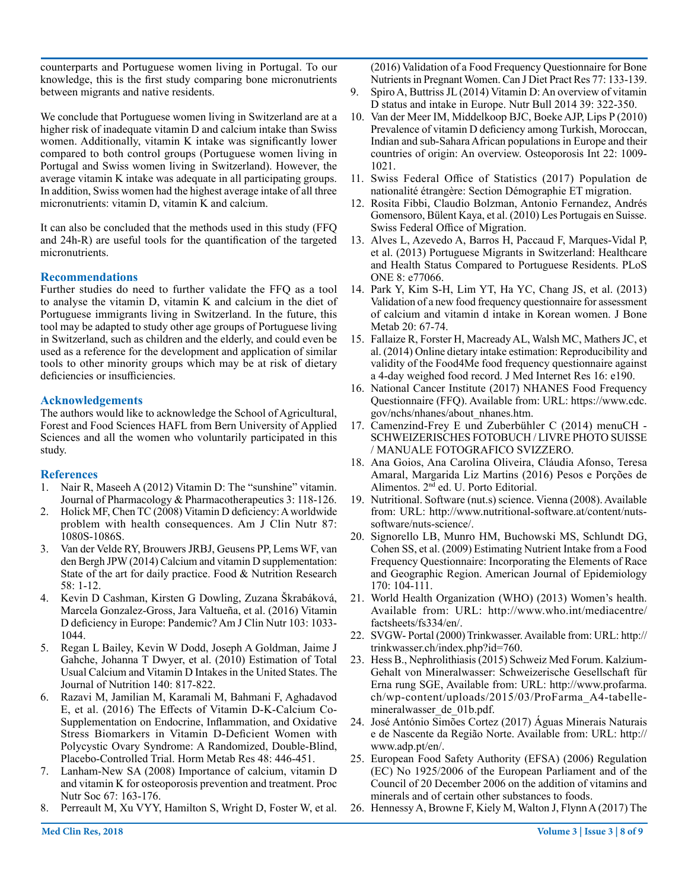counterparts and Portuguese women living in Portugal. To our knowledge, this is the first study comparing bone micronutrients between migrants and native residents.

We conclude that Portuguese women living in Switzerland are at a higher risk of inadequate vitamin D and calcium intake than Swiss women. Additionally, vitamin K intake was significantly lower compared to both control groups (Portuguese women living in Portugal and Swiss women living in Switzerland). However, the average vitamin K intake was adequate in all participating groups. In addition, Swiss women had the highest average intake of all three micronutrients: vitamin D, vitamin K and calcium.

It can also be concluded that the methods used in this study (FFQ and 24h-R) are useful tools for the quantification of the targeted micronutrients.

## Recommendations

Further studies do need to further validate the FFQ as a tool to analyse the vitamin D, vitamin K and calcium in the diet of Portuguese immigrants living in Switzerland. In the future, this tool may be adapted to study other age groups of Portuguese living in Switzerland, such as children and the elderly, and could even be used as a reference for the development and application of similar tools to other minority groups which may be at risk of dietary deficiencies or insufficiencies.

## Acknowledgements

The authors would like to acknowledge the School of Agricultural, Forest and Food Sciences HAFL from Bern University of Applied Sciences and all the women who voluntarily participated in this study.

## References

1. Nair R, Maseeh A (2012) Vitamin D: The "sunshine" vitamin. Journal of Pharmacology & Pharmacotherapeutics 3: 118-126.
2. Holick MF, Chen TC (2008) Vitamin D deficiency: A worldwide problem with health consequences. Am J Clin Nutr 87: 1080S-1086S.
3. Van der Velde RY, Brouwers JRBJ, Geusens PP, Lems WF, van den Bergh JPW (2014) Calcium and vitamin D supplementation: State of the art for daily practice. Food & Nutrition Research 58: 1-12.
4. Kevin D Cashman, Kirsten G Dowling, Zuzana Škrabáková, Marcela Gonzalez-Gross, Jara Valtueña, et al. (2016) Vitamin D deficiency in Europe: Pandemic? Am J Clin Nutr 103: 1033-1044.
5. Regan L Bailey, Kevin W Dodd, Joseph A Goldman, Jaime J Gahche, Johanna T Dwyer, et al. (2010) Estimation of Total Usual Calcium and Vitamin D Intakes in the United States. The Journal of Nutrition 140: 817-822.
6. Razavi M, Jamilian M, Karamali M, Bahmani F, Aghadavod E, et al. (2016) The Effects of Vitamin D-K-Calcium Co-Supplementation on Endocrine, Inflammation, and Oxidative Stress Biomarkers in Vitamin D-Deficient Women with Polycystic Ovary Syndrome: A Randomized, Double-Blind, Placebo-Controlled Trial. Horm Metab Res 48: 446-451.
7. Lanham-New SA (2008) Importance of calcium, vitamin D and vitamin K for osteoporosis prevention and treatment. Proc Nutr Soc 67: 163-176.
8. Perreault M, Xu VYY, Hamilton S, Wright D, Foster W, et al. (2016) Validation of a Food Frequency Questionnaire for Bone Nutrients in Pregnant Women. Can J Diet Pract Res 77: 133-139.
9. Spiro A, Buttriss JL (2014) Vitamin D: An overview of vitamin D status and intake in Europe. Nutr Bull 2014 39: 322-350.
10. Van der Meer IM, Middelkoop BJC, Boeke AJP, Lips P (2010) Prevalence of vitamin D deficiency among Turkish, Moroccan, Indian and sub-Sahara African populations in Europe and their countries of origin: An overview. Osteoporosis Int 22: 1009-1021.
11. Swiss Federal Office of Statistics (2017) Population de nationalité étrangère: Section Démographie ET migration.
12. Rosita Fibbi, Claudio Bolzman, Antonio Fernandez, Andrés Gomensoro, Bülent Kaya, et al. (2010) Les Portugais en Suisse. Swiss Federal Office of Migration.
13. Alves L, Azevedo A, Barros H, Paccaud F, Marques-Vidal P, et al. (2013) Portuguese Migrants in Switzerland: Healthcare and Health Status Compared to Portuguese Residents. PLoS ONE 8: e77066.
14. Park Y, Kim S-H, Lim YT, Ha YC, Chang JS, et al. (2013) Validation of a new food frequency questionnaire for assessment of calcium and vitamin d intake in Korean women. J Bone Metab 20: 67-74.
15. Fallaize R, Forster H, Macready AL, Walsh MC, Mathers JC, et al. (2014) Online dietary intake estimation: Reproducibility and validity of the Food4Me food frequency questionnaire against a 4-day weighed food record. J Med Internet Res 16: e190.
16. National Cancer Institute (2017) NHANES Food Frequency Questionnaire (FFQ). Available from: URL: https://www.cdc.gov/nchs/nhanes/about_nhanes.htm.
17. Camenzind-Frey E und Zuberbühler C (2014) menuCH - SCHWEIZERISCHES FOTOBUCH / LIVRE PHOTO SUISSE / MANUALE FOTOGRAFICO SVIZZERO.
18. Ana Goios, Ana Carolina Oliveira, Cláudia Afonso, Teresa Amaral, Margarida Liz Martins (2016) Pesos e Porções de Alimentos. 2nd ed. U. Porto Editorial.
19. Nutritional. Software (nut.s) science. Vienna (2008). Available from: URL: http://www.nutritional-software.at/content/nuts-software/nuts-science/.
20. Signorello LB, Munro HM, Buchowski MS, Schlundt DG, Cohen SS, et al. (2009) Estimating Nutrient Intake from a Food Frequency Questionnaire: Incorporating the Elements of Race and Geographic Region. American Journal of Epidemiology 170: 104-111.
21. World Health Organization (WHO) (2013) Women's health. Available from: URL: http://www.who.int/mediacentre/factsheets/fs334/en/.
22. SVGW- Portal (2000) Trinkwasser. Available from: URL: http://trinkwasser.ch/index.php?id=760.
23. Hess B., Nephrolithiasis (2015) Schweiz Med Forum. Kalzium-Gehalt von Mineralwasser: Schweizerische Gesellschaft für Erna rung SGE, Available from: URL: http://www.profarma.ch/wp-content/uploads/2015/03/ProFarma_A4-tabelle-mineralwasser_de_01b.pdf.
24. José António Simões Cortez (2017) Águas Minerais Naturais e de Nascente da Região Norte. Available from: URL: http://www.adp.pt/en/.
25. European Food Safety Authority (EFSA) (2006) Regulation (EC) No 1925/2006 of the European Parliament and of the Council of 20 December 2006 on the addition of vitamins and minerals and of certain other substances to foods.
26. Hennessy A, Browne F, Kiely M, Walton J, Flynn A (2017) The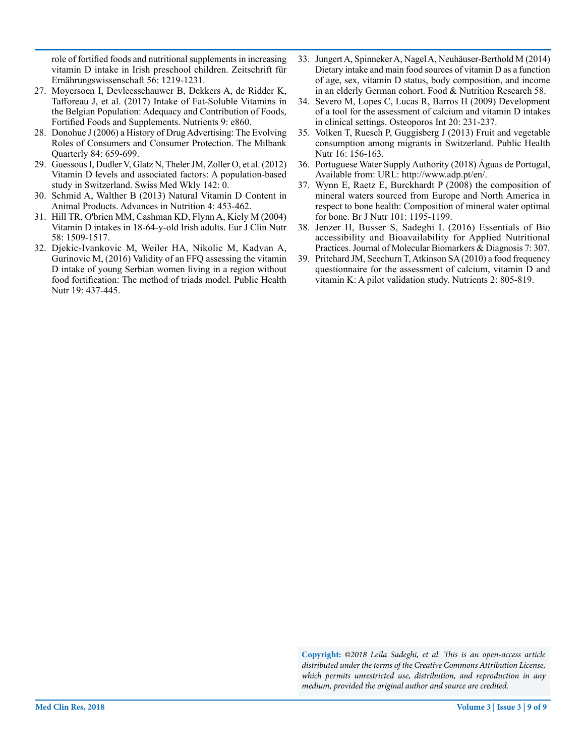role of fortified foods and nutritional supplements in increasing vitamin D intake in Irish preschool children. Zeitschrift für Ernährungswissenschaft 56: 1219-1231.

27. Moyersoen I, Devleesschauwer B, Dekkers A, de Ridder K, Tafforeau J, et al. (2017) Intake of Fat-Soluble Vitamins in the Belgian Population: Adequacy and Contribution of Foods, Fortified Foods and Supplements. Nutrients 9: e860.
28. Donohue J (2006) a History of Drug Advertising: The Evolving Roles of Consumers and Consumer Protection. The Milbank Quarterly 84: 659-699.
29. Guessous I, Dudler V, Glatz N, Theler JM, Zoller O, et al. (2012) Vitamin D levels and associated factors: A population-based study in Switzerland. Swiss Med Wkly 142: 0.
30. Schmid A, Walther B (2013) Natural Vitamin D Content in Animal Products. Advances in Nutrition 4: 453-462.
31. Hill TR, O'brien MM, Cashman KD, Flynn A, Kiely M (2004) Vitamin D intakes in 18-64-y-old Irish adults. Eur J Clin Nutr 58: 1509-1517.
32. Djekic-Ivankovic M, Weiler HA, Nikolic M, Kadvan A, Gurinovic M, (2016) Validity of an FFQ assessing the vitamin D intake of young Serbian women living in a region without food fortification: The method of triads model. Public Health Nutr 19: 437-445.
33. Jungert A, Spinneker A, Nagel A, Neuhäuser-Berthold M (2014) Dietary intake and main food sources of vitamin D as a function of age, sex, vitamin D status, body composition, and income in an elderly German cohort. Food & Nutrition Research 58.
34. Severo M, Lopes C, Lucas R, Barros H (2009) Development of a tool for the assessment of calcium and vitamin D intakes in clinical settings. Osteoporos Int 20: 231-237.
35. Volken T, Ruesch P, Guggisberg J (2013) Fruit and vegetable consumption among migrants in Switzerland. Public Health Nutr 16: 156-163.
36. Portuguese Water Supply Authority (2018) Águas de Portugal, Available from: URL: http://www.adp.pt/en/.
37. Wynn E, Raetz E, Burckhardt P (2008) the composition of mineral waters sourced from Europe and North America in respect to bone health: Composition of mineral water optimal for bone. Br J Nutr 101: 1195-1199.
38. Jenzer H, Busser S, Sadeghi L (2016) Essentials of Bio accessibility and Bioavailability for Applied Nutritional Practices. Journal of Molecular Biomarkers & Diagnosis 7: 307.
39. Pritchard JM, Seechurn T, Atkinson SA (2010) a food frequency questionnaire for the assessment of calcium, vitamin D and vitamin K: A pilot validation study. Nutrients 2: 805-819.

**Copyright:** *©2018 Leila Sadeghi, et al. This is an open-access article distributed under the terms of the Creative Commons Attribution License, which permits unrestricted use, distribution, and reproduction in any medium, provided the original author and source are credited.*